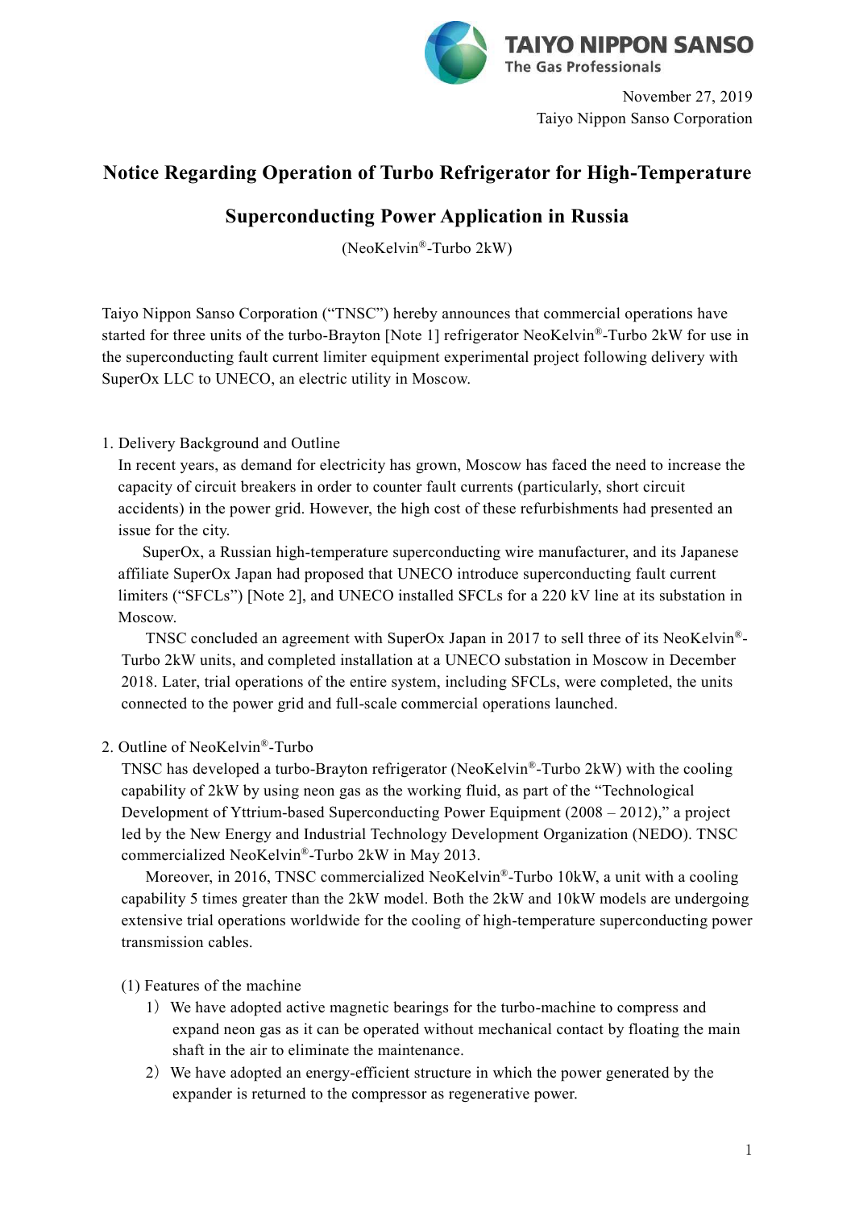TAIYO NIPPON SANSO
The Gas Professionals

November 27, 2019
Taiyo Nippon Sanso Corporation

# Notice Regarding Operation of Turbo Refrigerator for High-Temperature Superconducting Power Application in Russia

(NeoKelvin®-Turbo 2kW)

Taiyo Nippon Sanso Corporation ("TNSC") hereby announces that commercial operations have started for three units of the turbo-Brayton [Note 1] refrigerator NeoKelvin®-Turbo 2kW for use in the superconducting fault current limiter equipment experimental project following delivery with SuperOx LLC to UNECO, an electric utility in Moscow.

1. Delivery Background and Outline

In recent years, as demand for electricity has grown, Moscow has faced the need to increase the capacity of circuit breakers in order to counter fault currents (particularly, short circuit accidents) in the power grid. However, the high cost of these refurbishments had presented an issue for the city.

SuperOx, a Russian high-temperature superconducting wire manufacturer, and its Japanese affiliate SuperOx Japan had proposed that UNECO introduce superconducting fault current limiters ("SFCLs") [Note 2], and UNECO installed SFCLs for a 220 kV line at its substation in Moscow.

TNSC concluded an agreement with SuperOx Japan in 2017 to sell three of its NeoKelvin®-Turbo 2kW units, and completed installation at a UNECO substation in Moscow in December 2018. Later, trial operations of the entire system, including SFCLs, were completed, the units connected to the power grid and full-scale commercial operations launched.

2. Outline of NeoKelvin®-Turbo

TNSC has developed a turbo-Brayton refrigerator (NeoKelvin®-Turbo 2kW) with the cooling capability of 2kW by using neon gas as the working fluid, as part of the "Technological Development of Yttrium-based Superconducting Power Equipment (2008 – 2012)," a project led by the New Energy and Industrial Technology Development Organization (NEDO). TNSC commercialized NeoKelvin®-Turbo 2kW in May 2013.

Moreover, in 2016, TNSC commercialized NeoKelvin®-Turbo 10kW, a unit with a cooling capability 5 times greater than the 2kW model. Both the 2kW and 10kW models are undergoing extensive trial operations worldwide for the cooling of high-temperature superconducting power transmission cables.

(1) Features of the machine

1) We have adopted active magnetic bearings for the turbo-machine to compress and expand neon gas as it can be operated without mechanical contact by floating the main shaft in the air to eliminate the maintenance.

2) We have adopted an energy-efficient structure in which the power generated by the expander is returned to the compressor as regenerative power.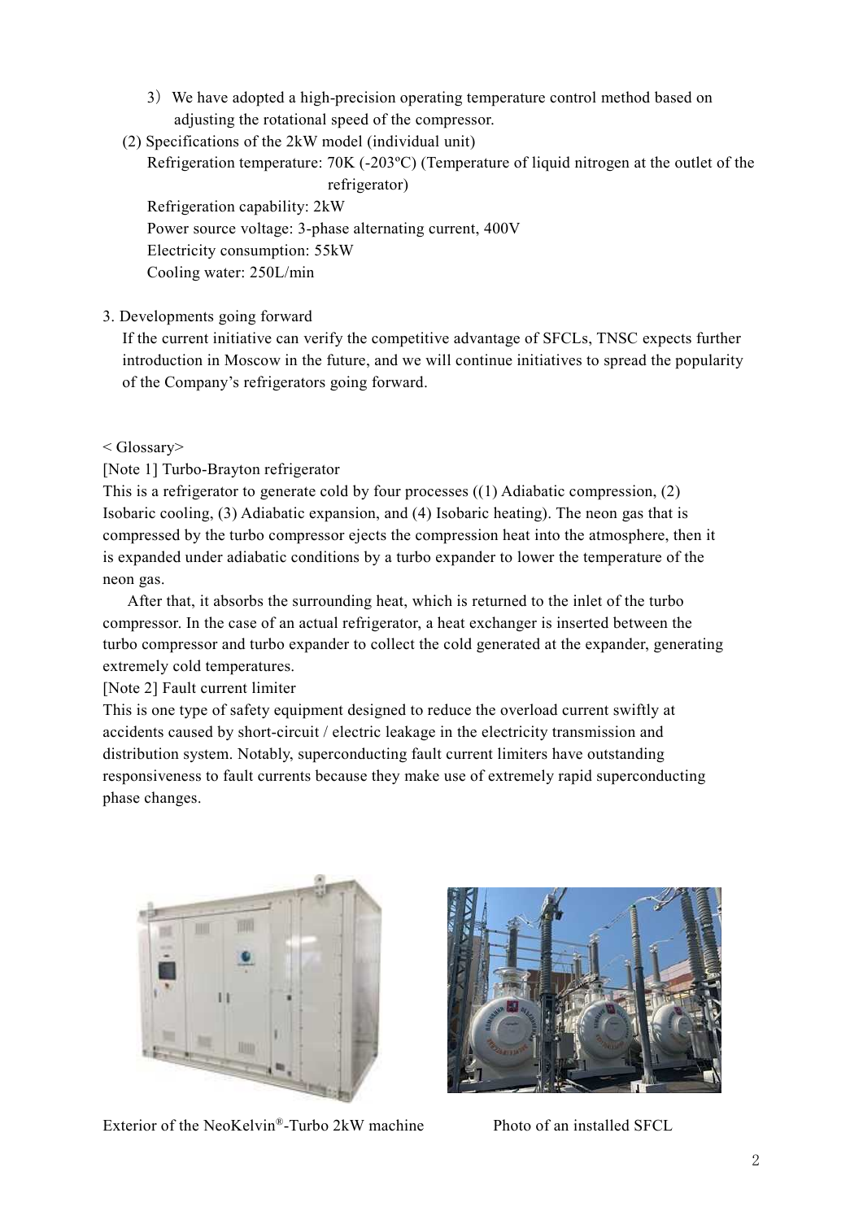3）We have adopted a high-precision operating temperature control method based on adjusting the rotational speed of the compressor.

(2) Specifications of the 2kW model (individual unit)

Refrigeration temperature: 70K (-203ºC) (Temperature of liquid nitrogen at the outlet of the refrigerator)

Refrigeration capability: 2kW

Power source voltage: 3-phase alternating current, 400V

Electricity consumption: 55kW

Cooling water: 250L/min

3. Developments going forward

If the current initiative can verify the competitive advantage of SFCLs, TNSC expects further introduction in Moscow in the future, and we will continue initiatives to spread the popularity of the Company's refrigerators going forward.

< Glossary>

[Note 1] Turbo-Brayton refrigerator

This is a refrigerator to generate cold by four processes ((1) Adiabatic compression, (2) Isobaric cooling, (3) Adiabatic expansion, and (4) Isobaric heating). The neon gas that is compressed by the turbo compressor ejects the compression heat into the atmosphere, then it is expanded under adiabatic conditions by a turbo expander to lower the temperature of the neon gas.

After that, it absorbs the surrounding heat, which is returned to the inlet of the turbo compressor. In the case of an actual refrigerator, a heat exchanger is inserted between the turbo compressor and turbo expander to collect the cold generated at the expander, generating extremely cold temperatures.

[Note 2] Fault current limiter

This is one type of safety equipment designed to reduce the overload current swiftly at accidents caused by short-circuit / electric leakage in the electricity transmission and distribution system. Notably, superconducting fault current limiters have outstanding responsiveness to fault currents because they make use of extremely rapid superconducting phase changes.

Exterior of the NeoKelvin®-Turbo 2kW machine

Photo of an installed SFCL